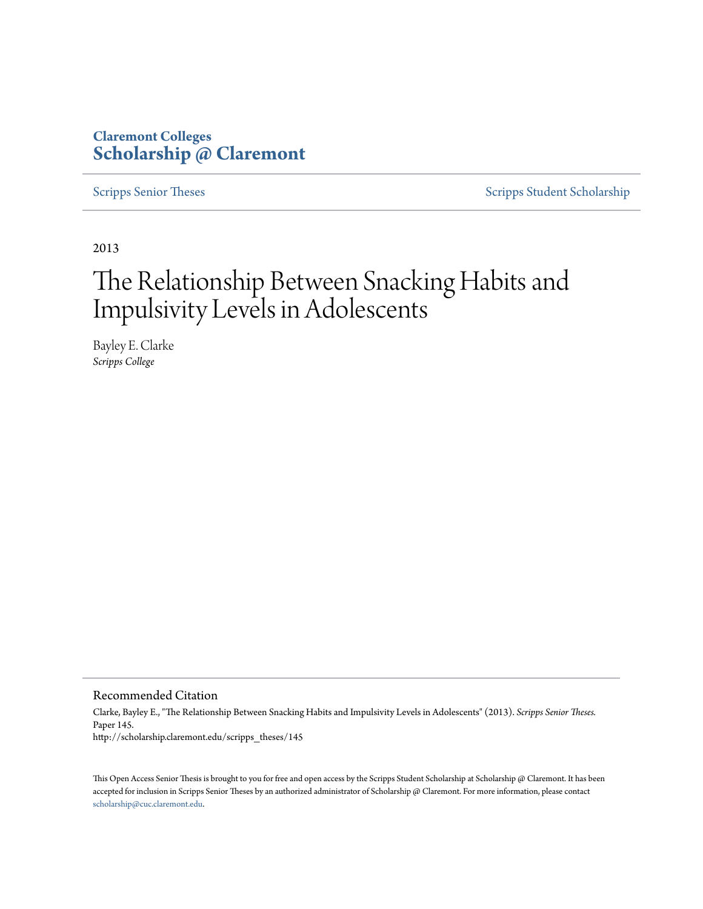**Claremont Colleges**
**Scholarship @ Claremont**

Scripps Senior Theses | Scripps Student Scholarship

2013

# The Relationship Between Snacking Habits and Impulsivity Levels in Adolescents

Bayley E. Clarke
*Scripps College*

## Recommended Citation

Clarke, Bayley E., "The Relationship Between Snacking Habits and Impulsivity Levels in Adolescents" (2013). *Scripps Senior Theses.* Paper 145.
http://scholarship.claremont.edu/scripps_theses/145

This Open Access Senior Thesis is brought to you for free and open access by the Scripps Student Scholarship at Scholarship @ Claremont. It has been accepted for inclusion in Scripps Senior Theses by an authorized administrator of Scholarship @ Claremont. For more information, please contact scholarship@cuc.claremont.edu.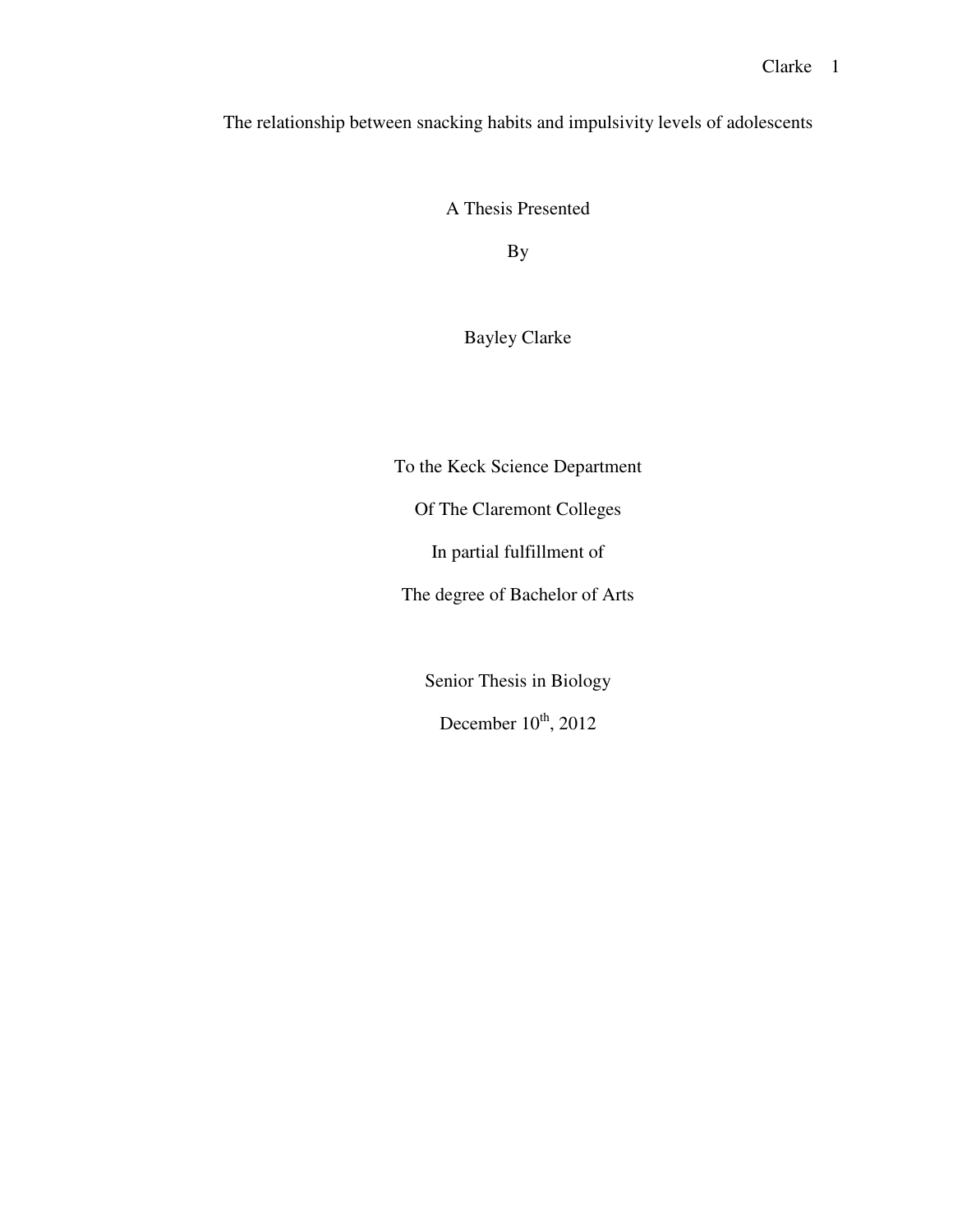# The relationship between snacking habits and impulsivity levels of adolescents

A Thesis Presented

By

Bayley Clarke

To the Keck Science Department

Of The Claremont Colleges

In partial fulfillment of

The degree of Bachelor of Arts

Senior Thesis in Biology

December 10th, 2012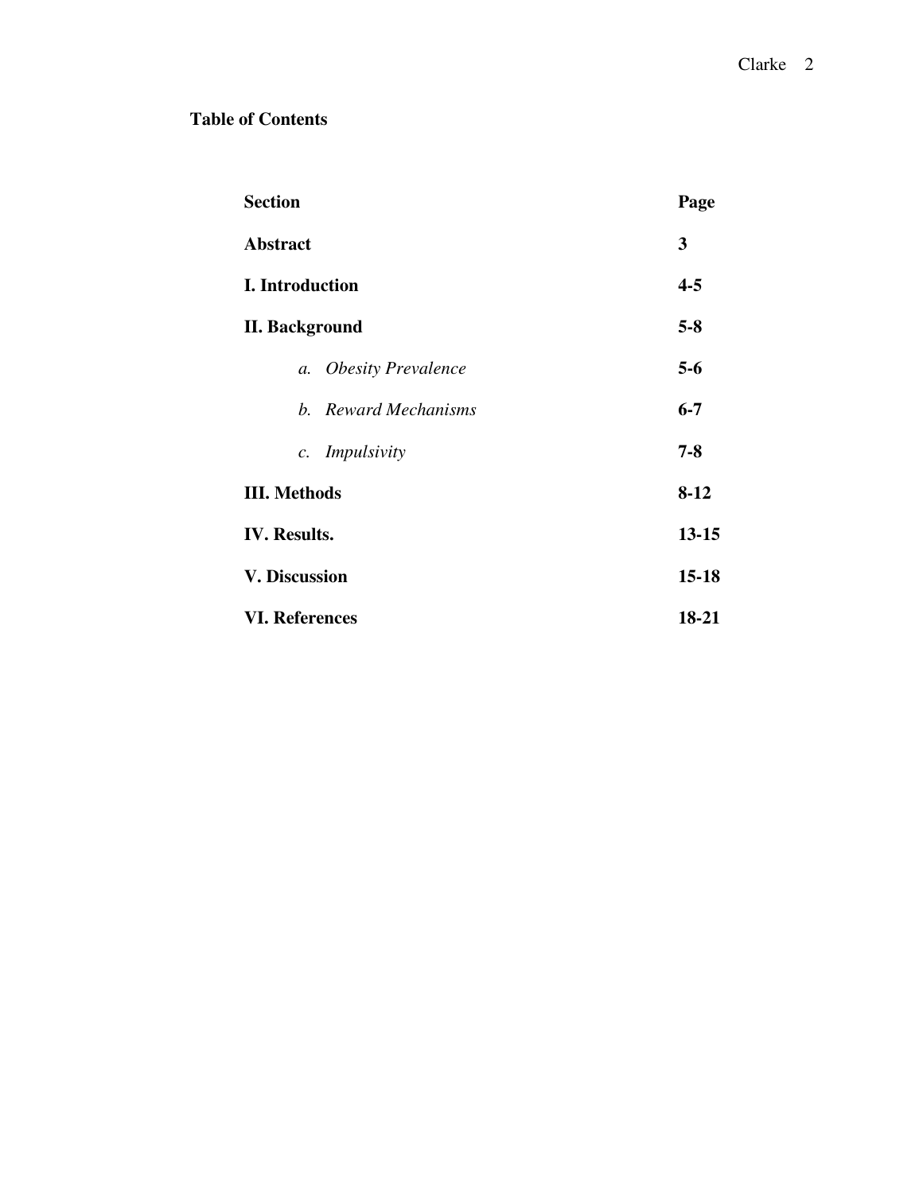**Table of Contents**

| **Section** | **Page** |
|---|---|
| **Abstract** | **3** |
| **I. Introduction** | **4-5** |
| **II. Background** | **5-8** |
| *a. Obesity Prevalence* | **5-6** |
| *b. Reward Mechanisms* | **6-7** |
| *c. Impulsivity* | **7-8** |
| **III. Methods** | **8-12** |
| **IV. Results.** | **13-15** |
| **V. Discussion** | **15-18** |
| **VI. References** | **18-21** |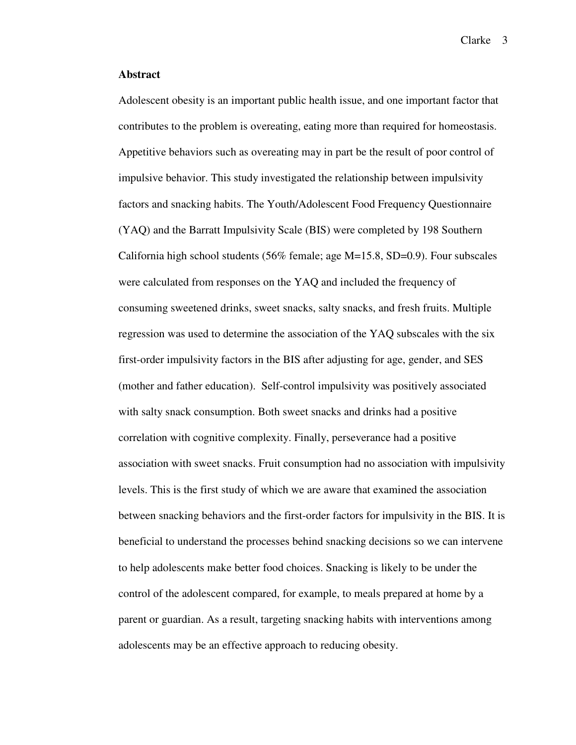**Abstract**

Adolescent obesity is an important public health issue, and one important factor that contributes to the problem is overeating, eating more than required for homeostasis. Appetitive behaviors such as overeating may in part be the result of poor control of impulsive behavior. This study investigated the relationship between impulsivity factors and snacking habits. The Youth/Adolescent Food Frequency Questionnaire (YAQ) and the Barratt Impulsivity Scale (BIS) were completed by 198 Southern California high school students (56% female; age M=15.8, SD=0.9). Four subscales were calculated from responses on the YAQ and included the frequency of consuming sweetened drinks, sweet snacks, salty snacks, and fresh fruits. Multiple regression was used to determine the association of the YAQ subscales with the six first-order impulsivity factors in the BIS after adjusting for age, gender, and SES (mother and father education). Self-control impulsivity was positively associated with salty snack consumption. Both sweet snacks and drinks had a positive correlation with cognitive complexity. Finally, perseverance had a positive association with sweet snacks. Fruit consumption had no association with impulsivity levels. This is the first study of which we are aware that examined the association between snacking behaviors and the first-order factors for impulsivity in the BIS. It is beneficial to understand the processes behind snacking decisions so we can intervene to help adolescents make better food choices. Snacking is likely to be under the control of the adolescent compared, for example, to meals prepared at home by a parent or guardian. As a result, targeting snacking habits with interventions among adolescents may be an effective approach to reducing obesity.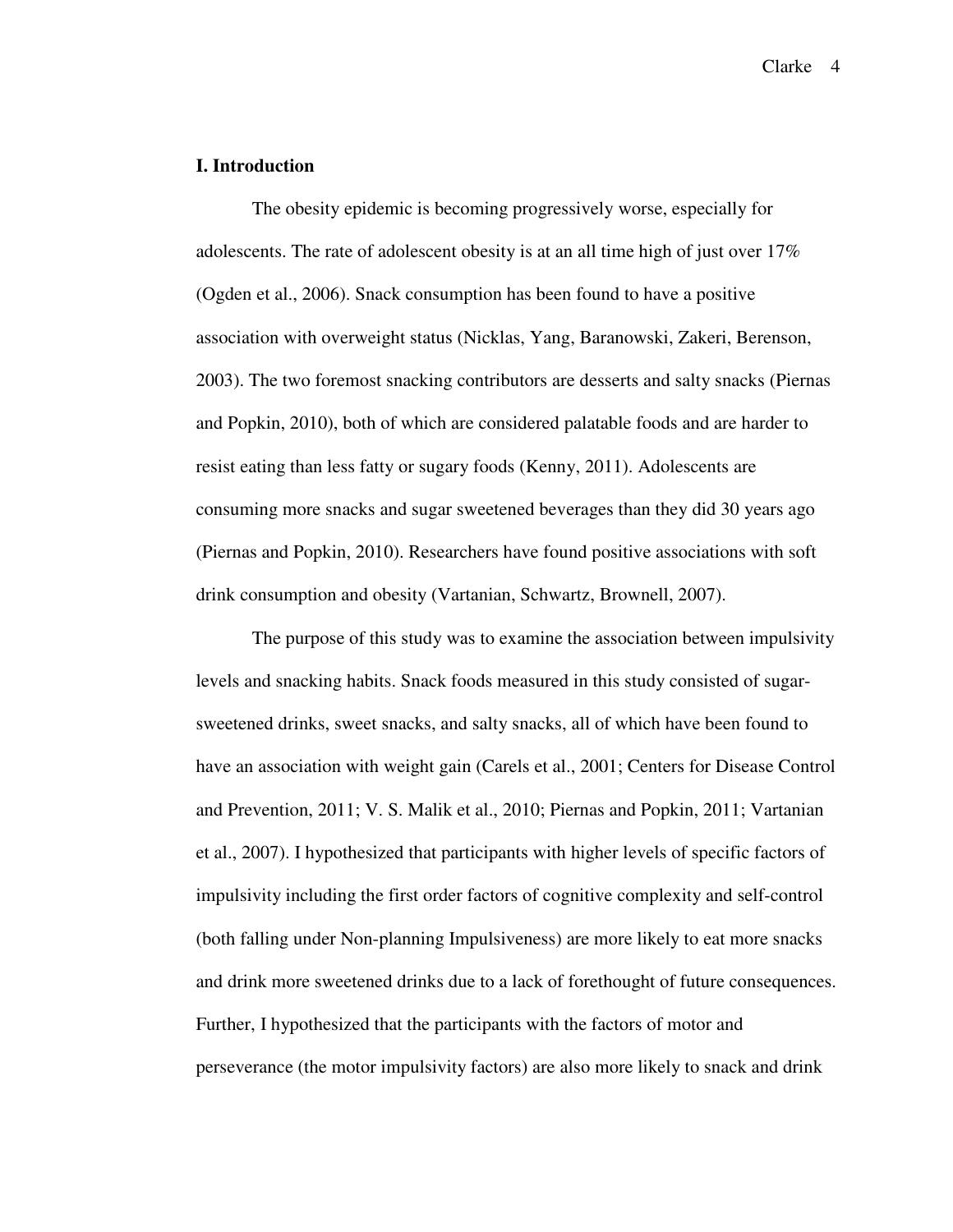## I. Introduction

The obesity epidemic is becoming progressively worse, especially for adolescents. The rate of adolescent obesity is at an all time high of just over 17% (Ogden et al., 2006). Snack consumption has been found to have a positive association with overweight status (Nicklas, Yang, Baranowski, Zakeri, Berenson, 2003). The two foremost snacking contributors are desserts and salty snacks (Piernas and Popkin, 2010), both of which are considered palatable foods and are harder to resist eating than less fatty or sugary foods (Kenny, 2011). Adolescents are consuming more snacks and sugar sweetened beverages than they did 30 years ago (Piernas and Popkin, 2010). Researchers have found positive associations with soft drink consumption and obesity (Vartanian, Schwartz, Brownell, 2007).

The purpose of this study was to examine the association between impulsivity levels and snacking habits. Snack foods measured in this study consisted of sugar-sweetened drinks, sweet snacks, and salty snacks, all of which have been found to have an association with weight gain (Carels et al., 2001; Centers for Disease Control and Prevention, 2011; V. S. Malik et al., 2010; Piernas and Popkin, 2011; Vartanian et al., 2007). I hypothesized that participants with higher levels of specific factors of impulsivity including the first order factors of cognitive complexity and self-control (both falling under Non-planning Impulsiveness) are more likely to eat more snacks and drink more sweetened drinks due to a lack of forethought of future consequences. Further, I hypothesized that the participants with the factors of motor and perseverance (the motor impulsivity factors) are also more likely to snack and drink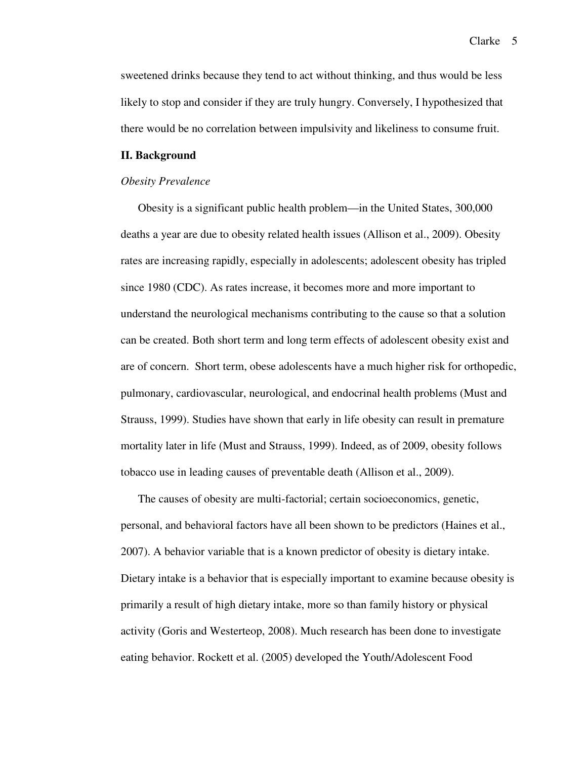sweetened drinks because they tend to act without thinking, and thus would be less likely to stop and consider if they are truly hungry. Conversely, I hypothesized that there would be no correlation between impulsivity and likeliness to consume fruit.

## II. Background

### *Obesity Prevalence*

Obesity is a significant public health problem—in the United States, 300,000 deaths a year are due to obesity related health issues (Allison et al., 2009). Obesity rates are increasing rapidly, especially in adolescents; adolescent obesity has tripled since 1980 (CDC). As rates increase, it becomes more and more important to understand the neurological mechanisms contributing to the cause so that a solution can be created. Both short term and long term effects of adolescent obesity exist and are of concern. Short term, obese adolescents have a much higher risk for orthopedic, pulmonary, cardiovascular, neurological, and endocrinal health problems (Must and Strauss, 1999). Studies have shown that early in life obesity can result in premature mortality later in life (Must and Strauss, 1999). Indeed, as of 2009, obesity follows tobacco use in leading causes of preventable death (Allison et al., 2009).

The causes of obesity are multi-factorial; certain socioeconomics, genetic, personal, and behavioral factors have all been shown to be predictors (Haines et al., 2007). A behavior variable that is a known predictor of obesity is dietary intake. Dietary intake is a behavior that is especially important to examine because obesity is primarily a result of high dietary intake, more so than family history or physical activity (Goris and Westerteop, 2008). Much research has been done to investigate eating behavior. Rockett et al. (2005) developed the Youth/Adolescent Food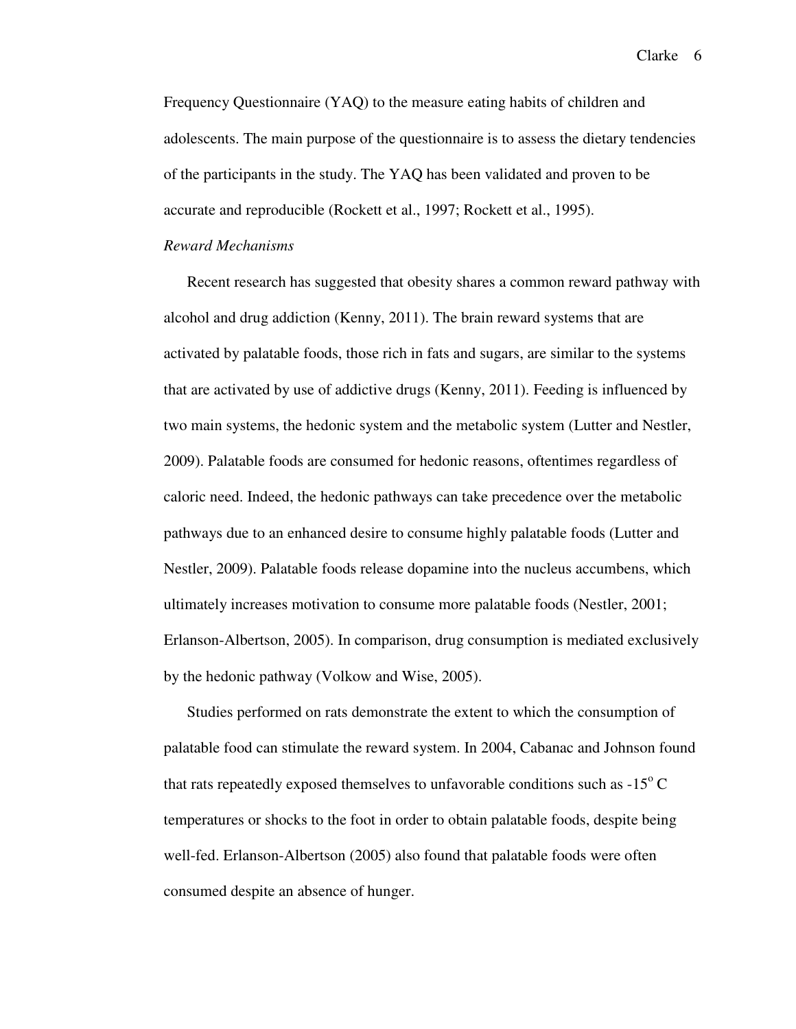Frequency Questionnaire (YAQ) to the measure eating habits of children and adolescents. The main purpose of the questionnaire is to assess the dietary tendencies of the participants in the study. The YAQ has been validated and proven to be accurate and reproducible (Rockett et al., 1997; Rockett et al., 1995).

*Reward Mechanisms*

Recent research has suggested that obesity shares a common reward pathway with alcohol and drug addiction (Kenny, 2011). The brain reward systems that are activated by palatable foods, those rich in fats and sugars, are similar to the systems that are activated by use of addictive drugs (Kenny, 2011). Feeding is influenced by two main systems, the hedonic system and the metabolic system (Lutter and Nestler, 2009). Palatable foods are consumed for hedonic reasons, oftentimes regardless of caloric need. Indeed, the hedonic pathways can take precedence over the metabolic pathways due to an enhanced desire to consume highly palatable foods (Lutter and Nestler, 2009). Palatable foods release dopamine into the nucleus accumbens, which ultimately increases motivation to consume more palatable foods (Nestler, 2001; Erlanson-Albertson, 2005). In comparison, drug consumption is mediated exclusively by the hedonic pathway (Volkow and Wise, 2005).

Studies performed on rats demonstrate the extent to which the consumption of palatable food can stimulate the reward system. In 2004, Cabanac and Johnson found that rats repeatedly exposed themselves to unfavorable conditions such as -15$^{o}$ C temperatures or shocks to the foot in order to obtain palatable foods, despite being well-fed. Erlanson-Albertson (2005) also found that palatable foods were often consumed despite an absence of hunger.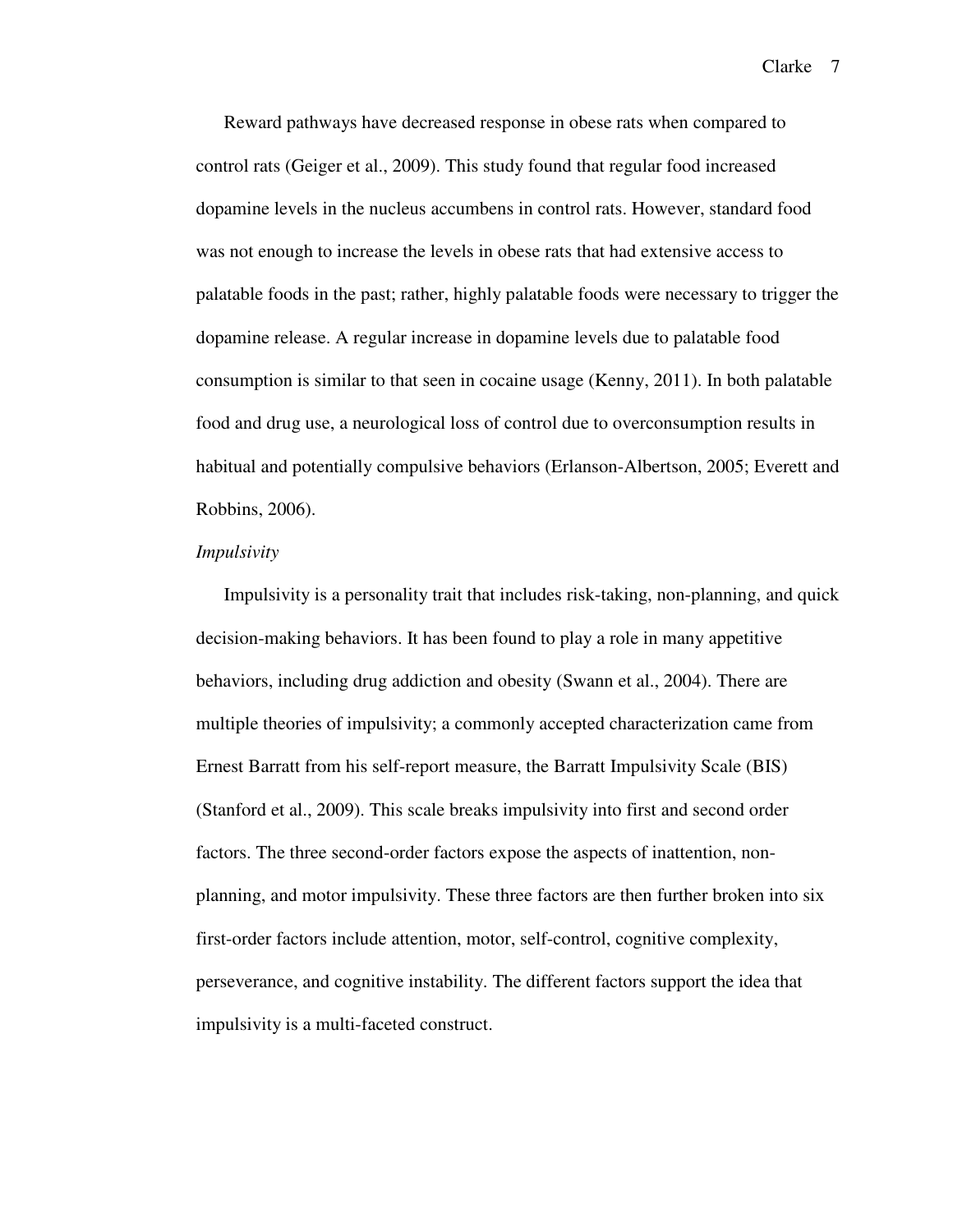Reward pathways have decreased response in obese rats when compared to control rats (Geiger et al., 2009). This study found that regular food increased dopamine levels in the nucleus accumbens in control rats. However, standard food was not enough to increase the levels in obese rats that had extensive access to palatable foods in the past; rather, highly palatable foods were necessary to trigger the dopamine release. A regular increase in dopamine levels due to palatable food consumption is similar to that seen in cocaine usage (Kenny, 2011). In both palatable food and drug use, a neurological loss of control due to overconsumption results in habitual and potentially compulsive behaviors (Erlanson-Albertson, 2005; Everett and Robbins, 2006).

*Impulsivity*

Impulsivity is a personality trait that includes risk-taking, non-planning, and quick decision-making behaviors. It has been found to play a role in many appetitive behaviors, including drug addiction and obesity (Swann et al., 2004). There are multiple theories of impulsivity; a commonly accepted characterization came from Ernest Barratt from his self-report measure, the Barratt Impulsivity Scale (BIS) (Stanford et al., 2009). This scale breaks impulsivity into first and second order factors. The three second-order factors expose the aspects of inattention, non-planning, and motor impulsivity. These three factors are then further broken into six first-order factors include attention, motor, self-control, cognitive complexity, perseverance, and cognitive instability. The different factors support the idea that impulsivity is a multi-faceted construct.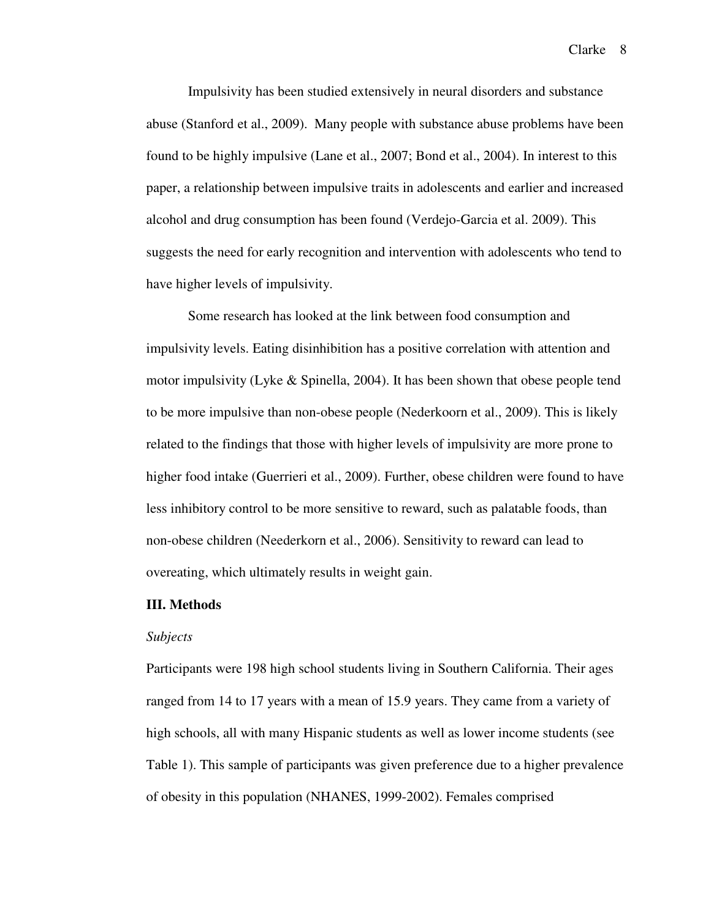Impulsivity has been studied extensively in neural disorders and substance abuse (Stanford et al., 2009). Many people with substance abuse problems have been found to be highly impulsive (Lane et al., 2007; Bond et al., 2004). In interest to this paper, a relationship between impulsive traits in adolescents and earlier and increased alcohol and drug consumption has been found (Verdejo-Garcia et al. 2009). This suggests the need for early recognition and intervention with adolescents who tend to have higher levels of impulsivity.

Some research has looked at the link between food consumption and impulsivity levels. Eating disinhibition has a positive correlation with attention and motor impulsivity (Lyke & Spinella, 2004). It has been shown that obese people tend to be more impulsive than non-obese people (Nederkoorn et al., 2009). This is likely related to the findings that those with higher levels of impulsivity are more prone to higher food intake (Guerrieri et al., 2009). Further, obese children were found to have less inhibitory control to be more sensitive to reward, such as palatable foods, than non-obese children (Neederkorn et al., 2006). Sensitivity to reward can lead to overeating, which ultimately results in weight gain.

## III. Methods

*Subjects*

Participants were 198 high school students living in Southern California. Their ages ranged from 14 to 17 years with a mean of 15.9 years. They came from a variety of high schools, all with many Hispanic students as well as lower income students (see Table 1). This sample of participants was given preference due to a higher prevalence of obesity in this population (NHANES, 1999-2002). Females comprised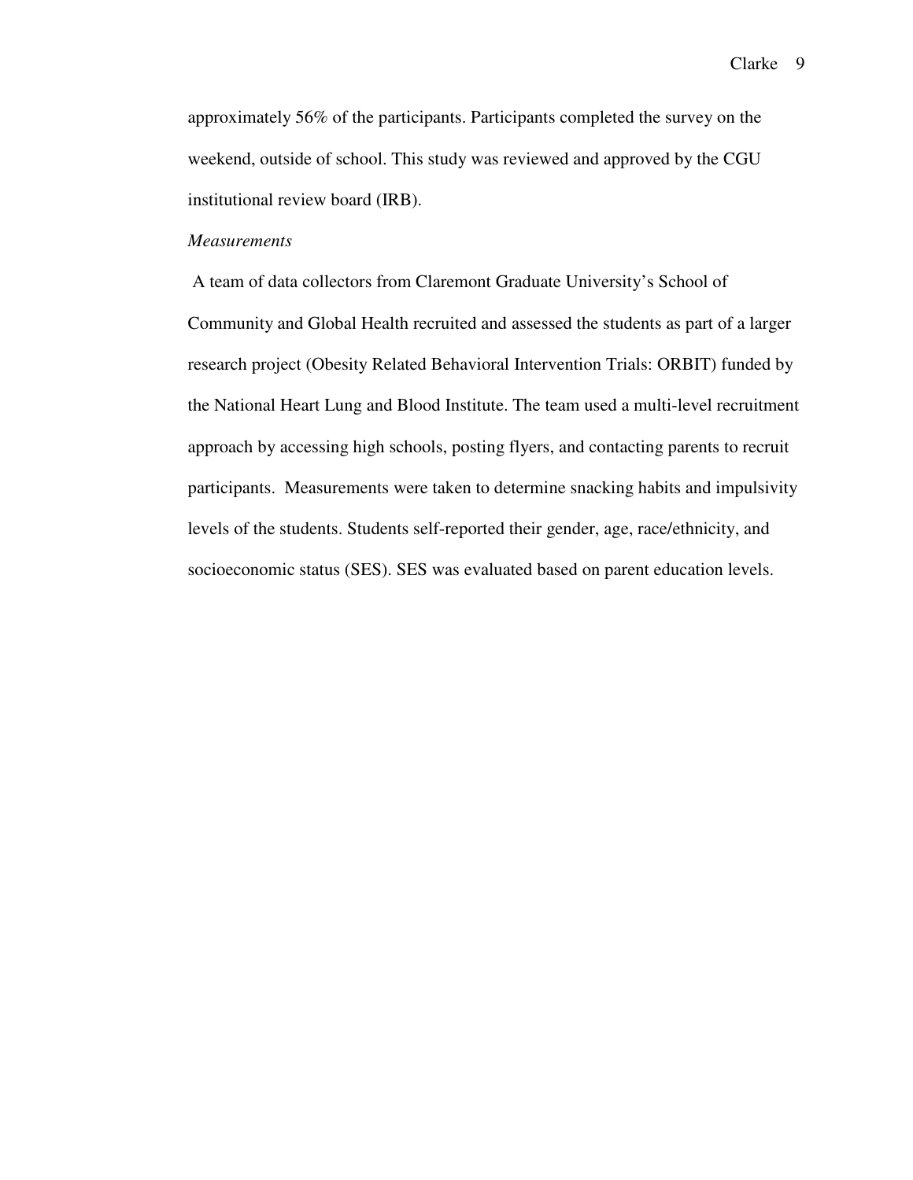approximately 56% of the participants. Participants completed the survey on the weekend, outside of school. This study was reviewed and approved by the CGU institutional review board (IRB).

*Measurements*

A team of data collectors from Claremont Graduate University's School of Community and Global Health recruited and assessed the students as part of a larger research project (Obesity Related Behavioral Intervention Trials: ORBIT) funded by the National Heart Lung and Blood Institute. The team used a multi-level recruitment approach by accessing high schools, posting flyers, and contacting parents to recruit participants. Measurements were taken to determine snacking habits and impulsivity levels of the students. Students self-reported their gender, age, race/ethnicity, and socioeconomic status (SES). SES was evaluated based on parent education levels.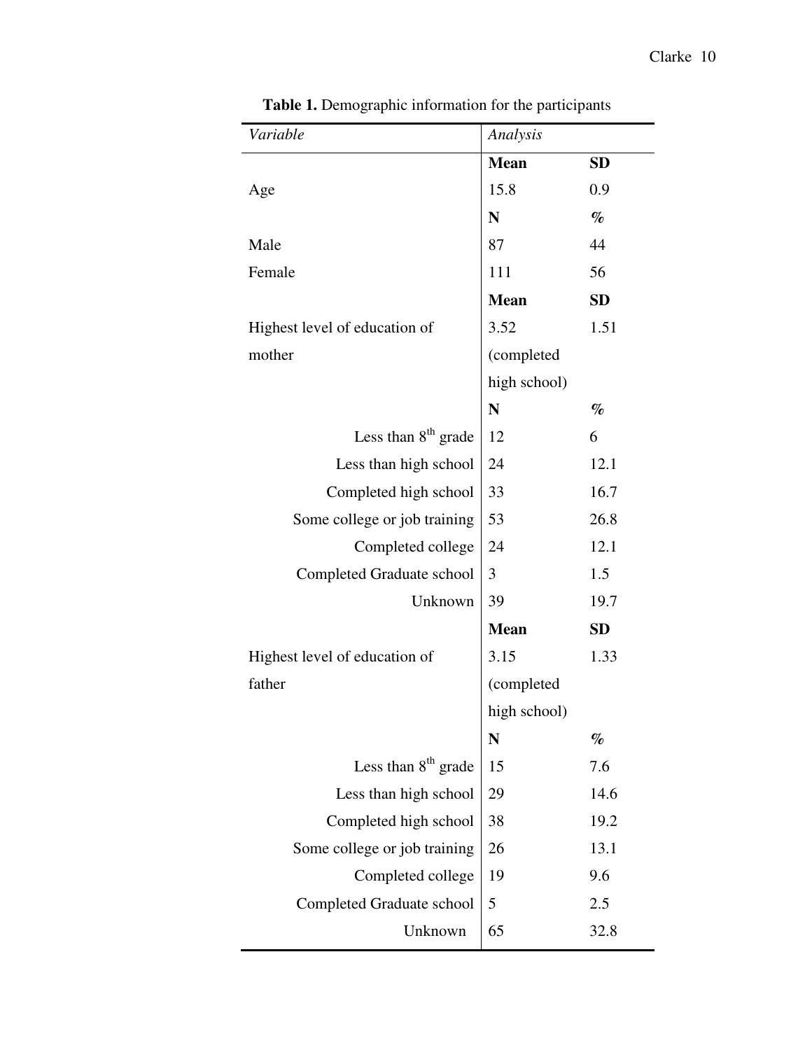**Table 1.** Demographic information for the participants

| *Variable* | *Analysis* | |
|---|---|---|
| | **Mean** | **SD** |
| Age | 15.8 | 0.9 |
| | **N** | **%** |
| Male | 87 | 44 |
| Female | 111 | 56 |
| | **Mean** | **SD** |
| Highest level of education of mother | 3.52 (completed high school) | 1.51 |
| | **N** | **%** |
| Less than 8th grade | 12 | 6 |
| Less than high school | 24 | 12.1 |
| Completed high school | 33 | 16.7 |
| Some college or job training | 53 | 26.8 |
| Completed college | 24 | 12.1 |
| Completed Graduate school | 3 | 1.5 |
| Unknown | 39 | 19.7 |
| | **Mean** | **SD** |
| Highest level of education of father | 3.15 (completed high school) | 1.33 |
| | **N** | **%** |
| Less than 8th grade | 15 | 7.6 |
| Less than high school | 29 | 14.6 |
| Completed high school | 38 | 19.2 |
| Some college or job training | 26 | 13.1 |
| Completed college | 19 | 9.6 |
| Completed Graduate school | 5 | 2.5 |
| Unknown | 65 | 32.8 |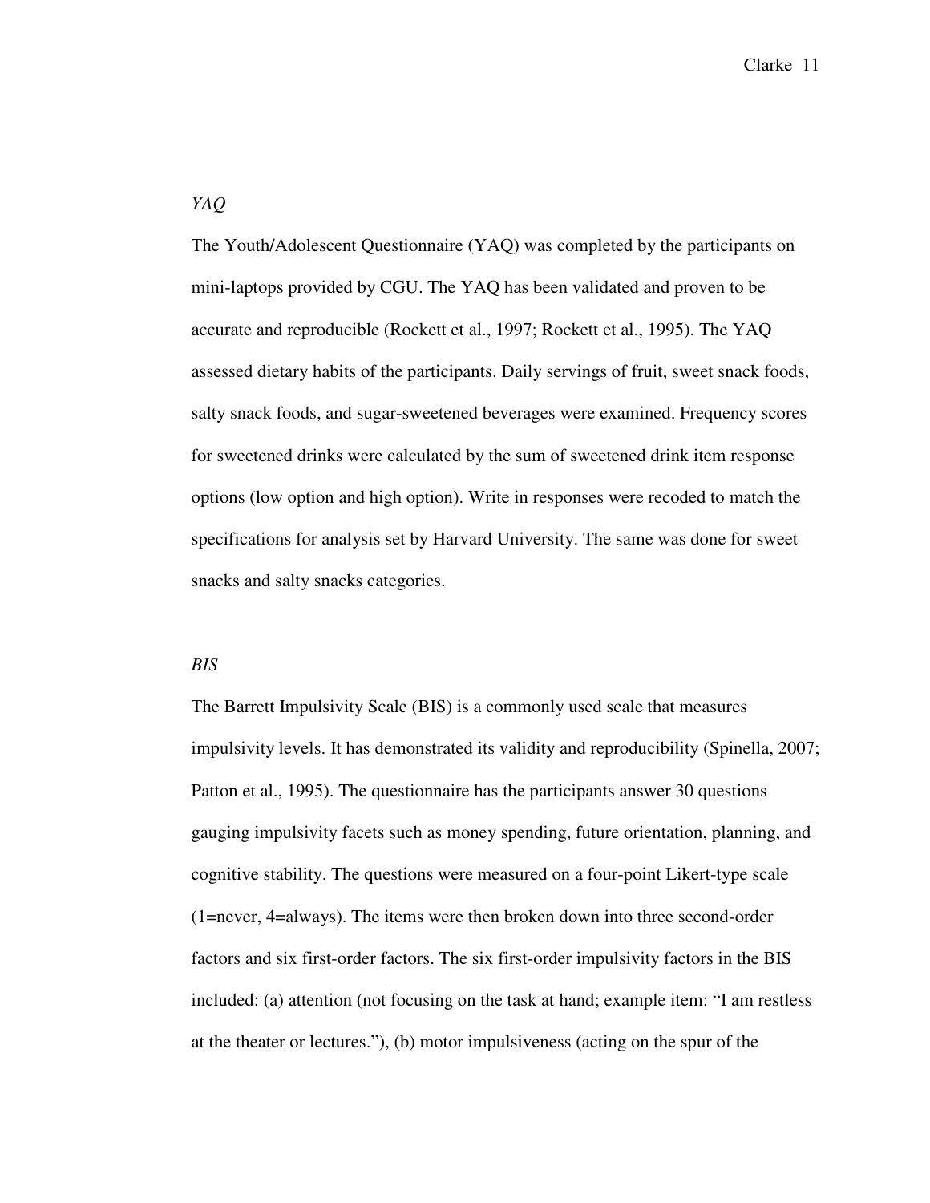*YAQ*

The Youth/Adolescent Questionnaire (YAQ) was completed by the participants on mini-laptops provided by CGU. The YAQ has been validated and proven to be accurate and reproducible (Rockett et al., 1997; Rockett et al., 1995). The YAQ assessed dietary habits of the participants. Daily servings of fruit, sweet snack foods, salty snack foods, and sugar-sweetened beverages were examined. Frequency scores for sweetened drinks were calculated by the sum of sweetened drink item response options (low option and high option). Write in responses were recoded to match the specifications for analysis set by Harvard University. The same was done for sweet snacks and salty snacks categories.

*BIS*

The Barrett Impulsivity Scale (BIS) is a commonly used scale that measures impulsivity levels. It has demonstrated its validity and reproducibility (Spinella, 2007; Patton et al., 1995). The questionnaire has the participants answer 30 questions gauging impulsivity facets such as money spending, future orientation, planning, and cognitive stability. The questions were measured on a four-point Likert-type scale (1=never, 4=always). The items were then broken down into three second-order factors and six first-order factors. The six first-order impulsivity factors in the BIS included: (a) attention (not focusing on the task at hand; example item: "I am restless at the theater or lectures."), (b) motor impulsiveness (acting on the spur of the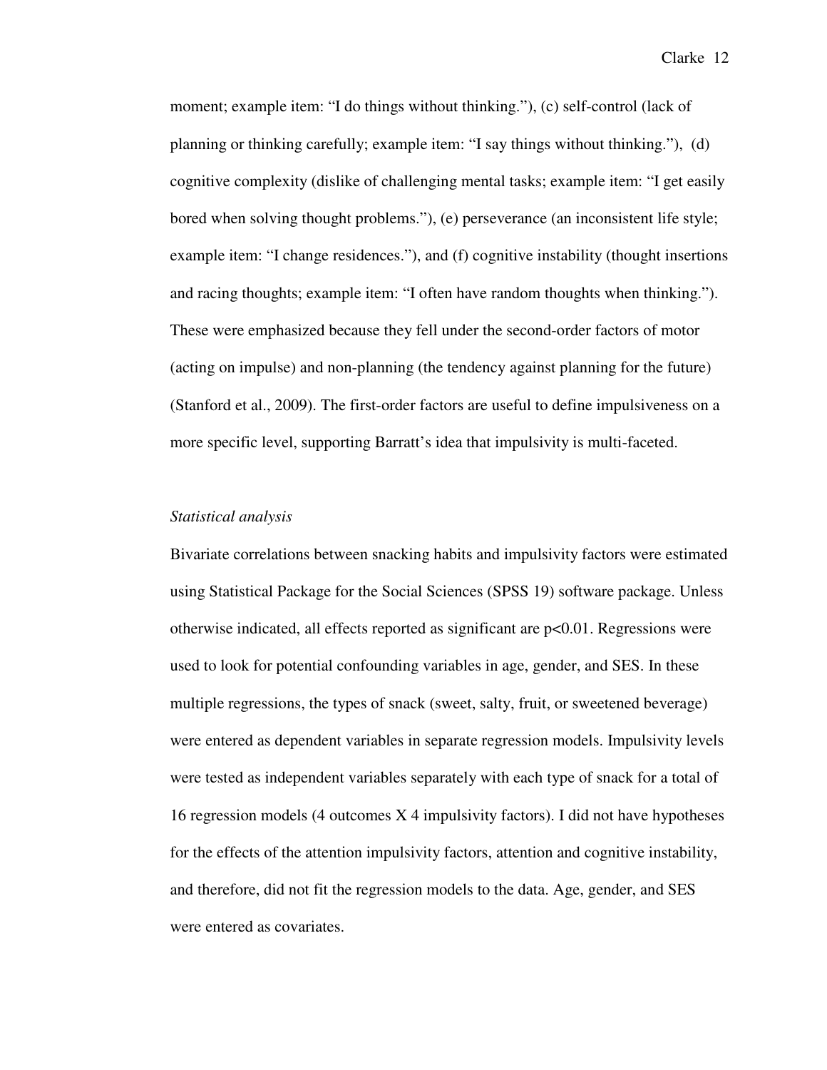moment; example item: "I do things without thinking."), (c) self-control (lack of planning or thinking carefully; example item: "I say things without thinking."), (d) cognitive complexity (dislike of challenging mental tasks; example item: "I get easily bored when solving thought problems."), (e) perseverance (an inconsistent life style; example item: "I change residences."), and (f) cognitive instability (thought insertions and racing thoughts; example item: "I often have random thoughts when thinking."). These were emphasized because they fell under the second-order factors of motor (acting on impulse) and non-planning (the tendency against planning for the future) (Stanford et al., 2009). The first-order factors are useful to define impulsiveness on a more specific level, supporting Barratt's idea that impulsivity is multi-faceted.

*Statistical analysis*

Bivariate correlations between snacking habits and impulsivity factors were estimated using Statistical Package for the Social Sciences (SPSS 19) software package. Unless otherwise indicated, all effects reported as significant are $p<0.01$. Regressions were used to look for potential confounding variables in age, gender, and SES. In these multiple regressions, the types of snack (sweet, salty, fruit, or sweetened beverage) were entered as dependent variables in separate regression models. Impulsivity levels were tested as independent variables separately with each type of snack for a total of 16 regression models (4 outcomes X 4 impulsivity factors). I did not have hypotheses for the effects of the attention impulsivity factors, attention and cognitive instability, and therefore, did not fit the regression models to the data. Age, gender, and SES were entered as covariates.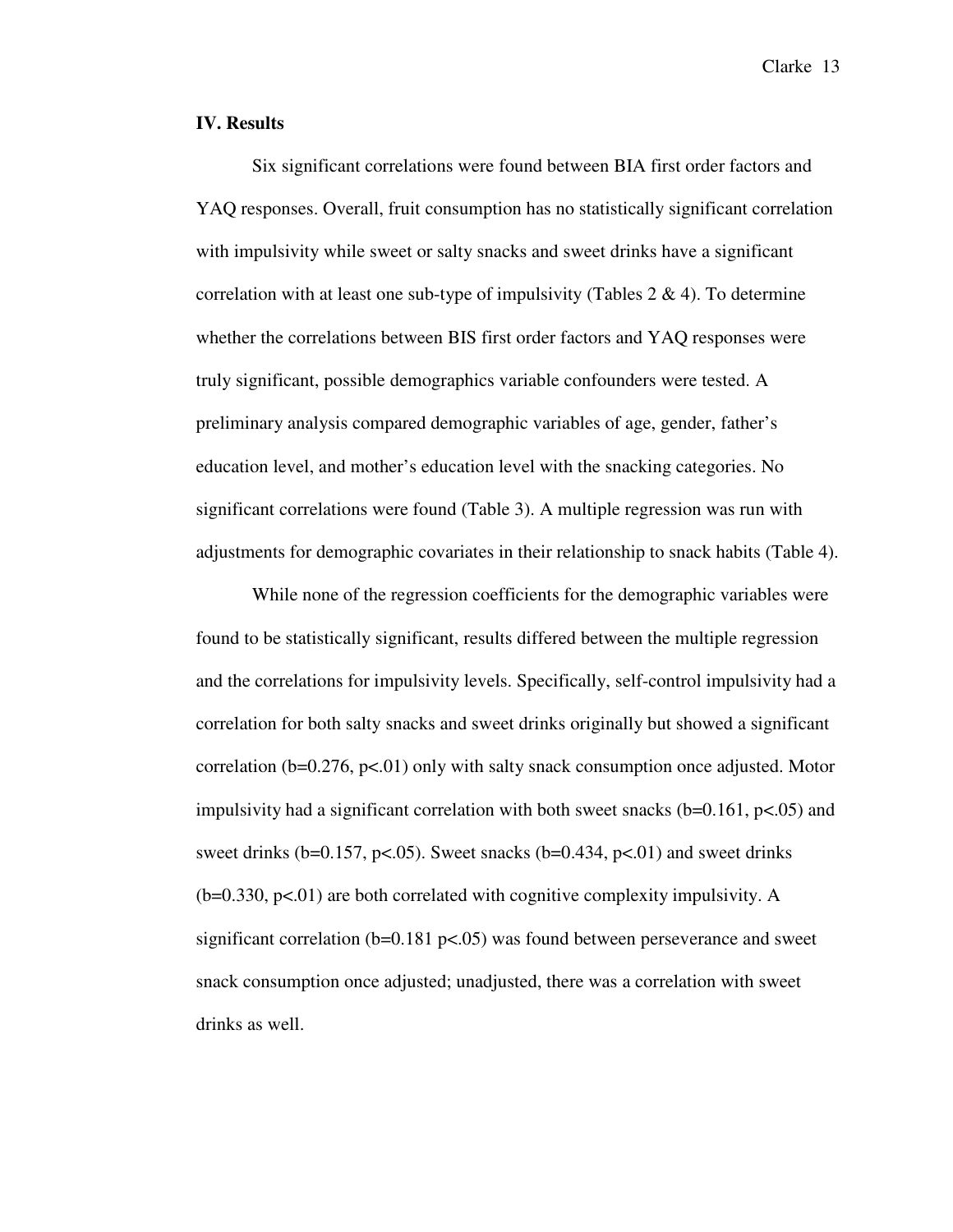### IV. Results

Six significant correlations were found between BIA first order factors and YAQ responses. Overall, fruit consumption has no statistically significant correlation with impulsivity while sweet or salty snacks and sweet drinks have a significant correlation with at least one sub-type of impulsivity (Tables 2 & 4). To determine whether the correlations between BIS first order factors and YAQ responses were truly significant, possible demographics variable confounders were tested. A preliminary analysis compared demographic variables of age, gender, father's education level, and mother's education level with the snacking categories. No significant correlations were found (Table 3). A multiple regression was run with adjustments for demographic covariates in their relationship to snack habits (Table 4).

While none of the regression coefficients for the demographic variables were found to be statistically significant, results differed between the multiple regression and the correlations for impulsivity levels. Specifically, self-control impulsivity had a correlation for both salty snacks and sweet drinks originally but showed a significant correlation ($b=0.276$, $p<.01$) only with salty snack consumption once adjusted. Motor impulsivity had a significant correlation with both sweet snacks ($b=0.161$, $p<.05$) and sweet drinks ($b=0.157$, $p<.05$). Sweet snacks ($b=0.434$, $p<.01$) and sweet drinks ($b=0.330$, $p<.01$) are both correlated with cognitive complexity impulsivity. A significant correlation ($b=0.181$ $p<.05$) was found between perseverance and sweet snack consumption once adjusted; unadjusted, there was a correlation with sweet drinks as well.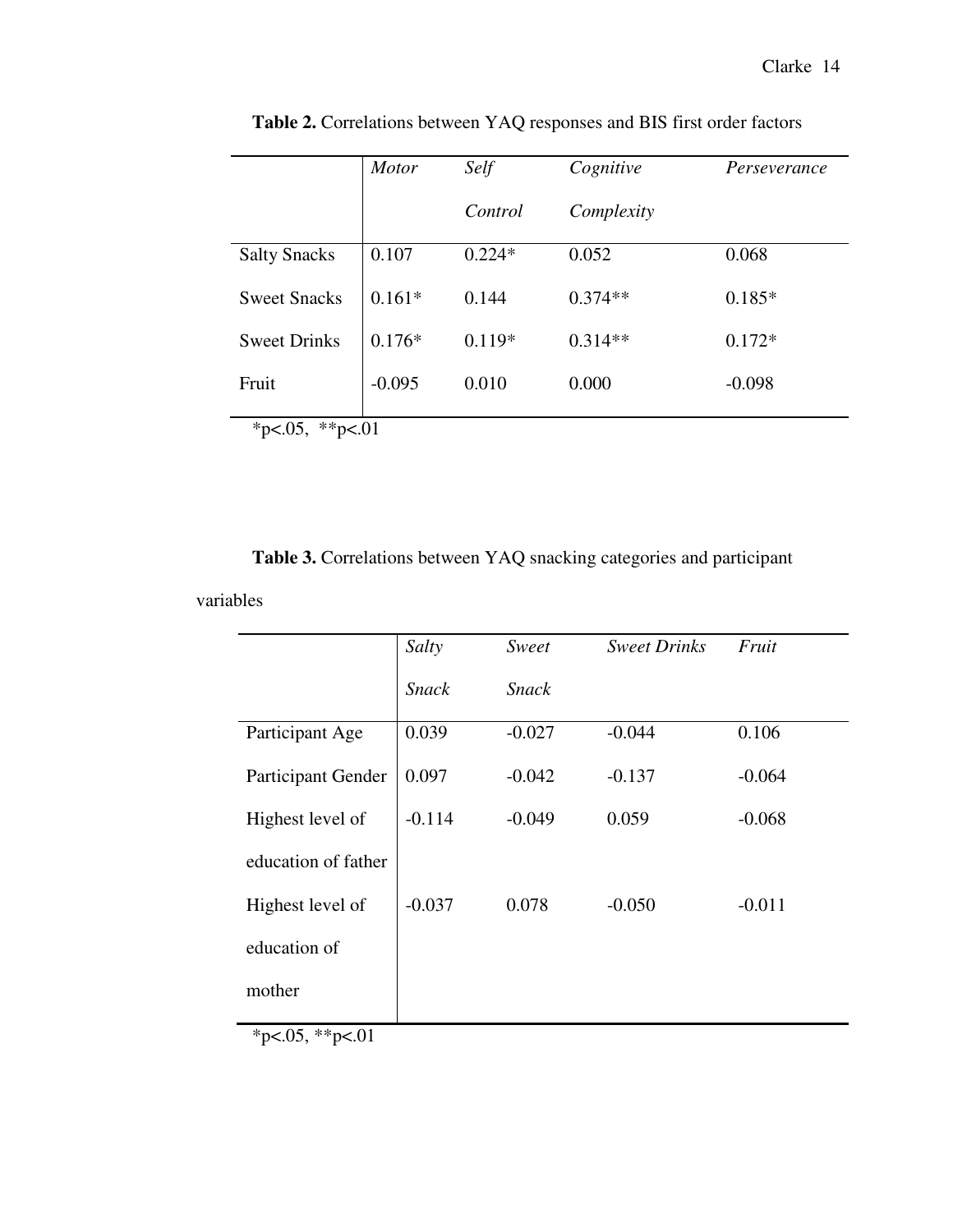**Table 2.** Correlations between YAQ responses and BIS first order factors

| | *Motor* | *Self Control* | *Cognitive Complexity* | *Perseverance* |
|---|---|---|---|---|
| Salty Snacks | 0.107 | 0.224* | 0.052 | 0.068 |
| Sweet Snacks | 0.161* | 0.144 | 0.374** | 0.185* |
| Sweet Drinks | 0.176* | 0.119* | 0.314** | 0.172* |
| Fruit | -0.095 | 0.010 | 0.000 | -0.098 |

*p<.05, **p<.01

**Table 3.** Correlations between YAQ snacking categories and participant variables

| | *Salty Snack* | *Sweet Snack* | *Sweet Drinks* | *Fruit* |
|---|---|---|---|---|
| Participant Age | 0.039 | -0.027 | -0.044 | 0.106 |
| Participant Gender | 0.097 | -0.042 | -0.137 | -0.064 |
| Highest level of education of father | -0.114 | -0.049 | 0.059 | -0.068 |
| Highest level of education of mother | -0.037 | 0.078 | -0.050 | -0.011 |

*p<.05, **p<.01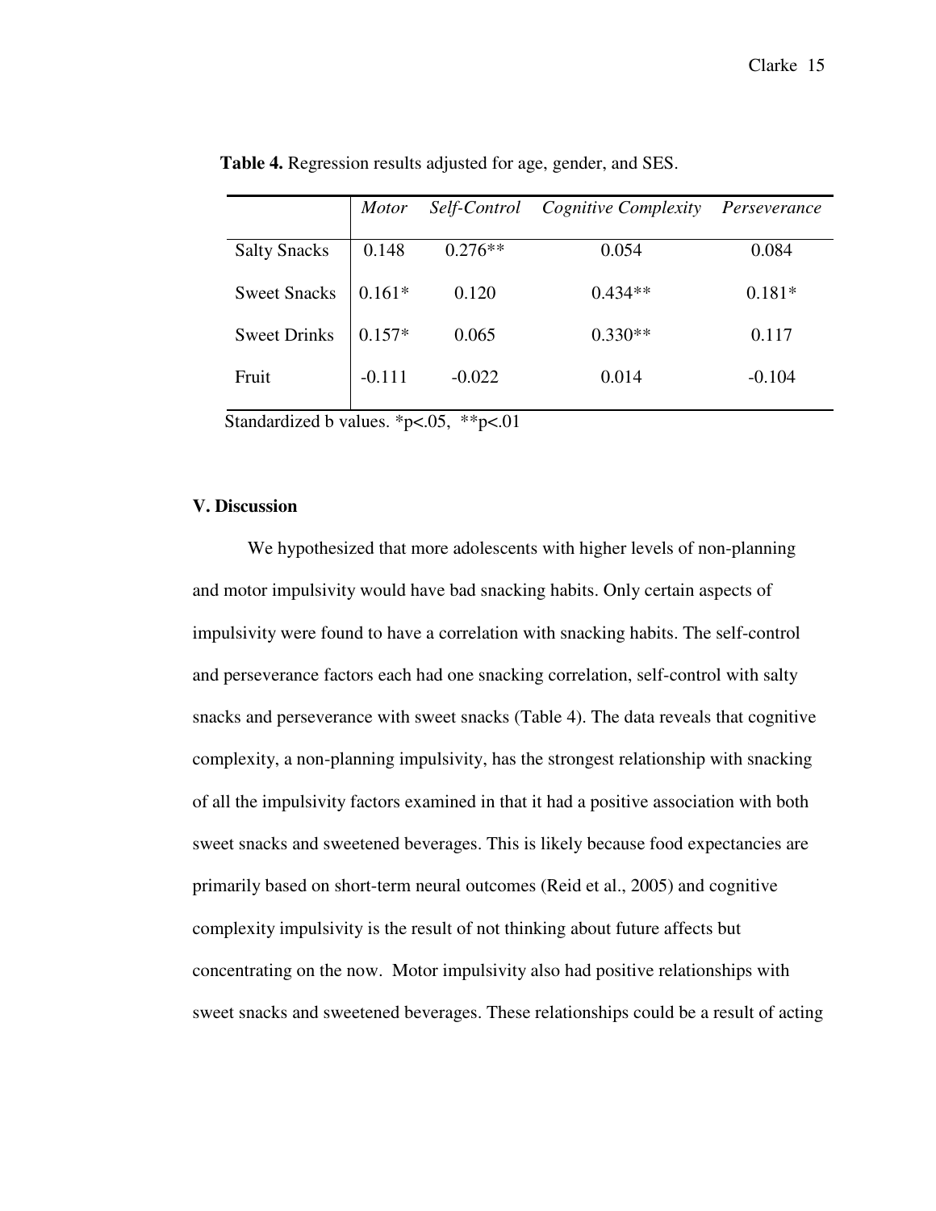**Table 4.** Regression results adjusted for age, gender, and SES.

| | *Motor* | *Self-Control* | *Cognitive Complexity* | *Perseverance* |
|---|---|---|---|---|
| Salty Snacks | 0.148 | 0.276** | 0.054 | 0.084 |
| Sweet Snacks | 0.161* | 0.120 | 0.434** | 0.181* |
| Sweet Drinks | 0.157* | 0.065 | 0.330** | 0.117 |
| Fruit | -0.111 | -0.022 | 0.014 | -0.104 |

Standardized b values. *p<.05, **p<.01

**V. Discussion**

We hypothesized that more adolescents with higher levels of non-planning and motor impulsivity would have bad snacking habits. Only certain aspects of impulsivity were found to have a correlation with snacking habits. The self-control and perseverance factors each had one snacking correlation, self-control with salty snacks and perseverance with sweet snacks (Table 4). The data reveals that cognitive complexity, a non-planning impulsivity, has the strongest relationship with snacking of all the impulsivity factors examined in that it had a positive association with both sweet snacks and sweetened beverages. This is likely because food expectancies are primarily based on short-term neural outcomes (Reid et al., 2005) and cognitive complexity impulsivity is the result of not thinking about future affects but concentrating on the now. Motor impulsivity also had positive relationships with sweet snacks and sweetened beverages. These relationships could be a result of acting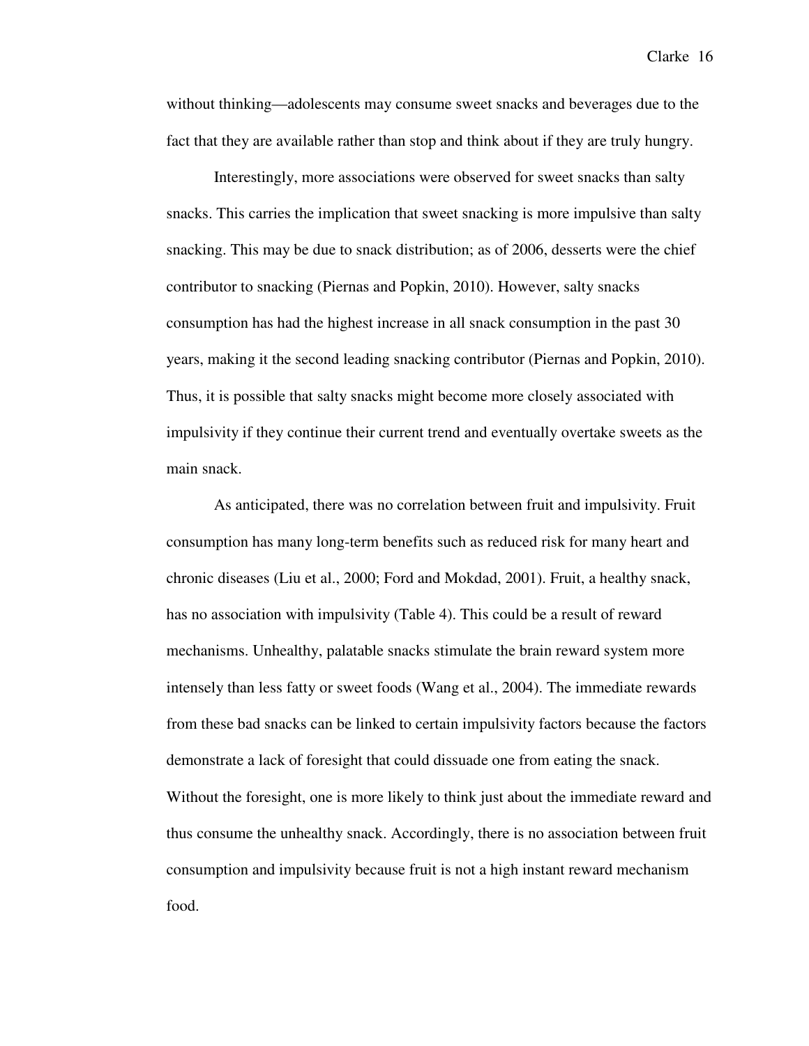without thinking—adolescents may consume sweet snacks and beverages due to the fact that they are available rather than stop and think about if they are truly hungry.

Interestingly, more associations were observed for sweet snacks than salty snacks. This carries the implication that sweet snacking is more impulsive than salty snacking. This may be due to snack distribution; as of 2006, desserts were the chief contributor to snacking (Piernas and Popkin, 2010). However, salty snacks consumption has had the highest increase in all snack consumption in the past 30 years, making it the second leading snacking contributor (Piernas and Popkin, 2010). Thus, it is possible that salty snacks might become more closely associated with impulsivity if they continue their current trend and eventually overtake sweets as the main snack.

As anticipated, there was no correlation between fruit and impulsivity. Fruit consumption has many long-term benefits such as reduced risk for many heart and chronic diseases (Liu et al., 2000; Ford and Mokdad, 2001). Fruit, a healthy snack, has no association with impulsivity (Table 4). This could be a result of reward mechanisms. Unhealthy, palatable snacks stimulate the brain reward system more intensely than less fatty or sweet foods (Wang et al., 2004). The immediate rewards from these bad snacks can be linked to certain impulsivity factors because the factors demonstrate a lack of foresight that could dissuade one from eating the snack. Without the foresight, one is more likely to think just about the immediate reward and thus consume the unhealthy snack. Accordingly, there is no association between fruit consumption and impulsivity because fruit is not a high instant reward mechanism food.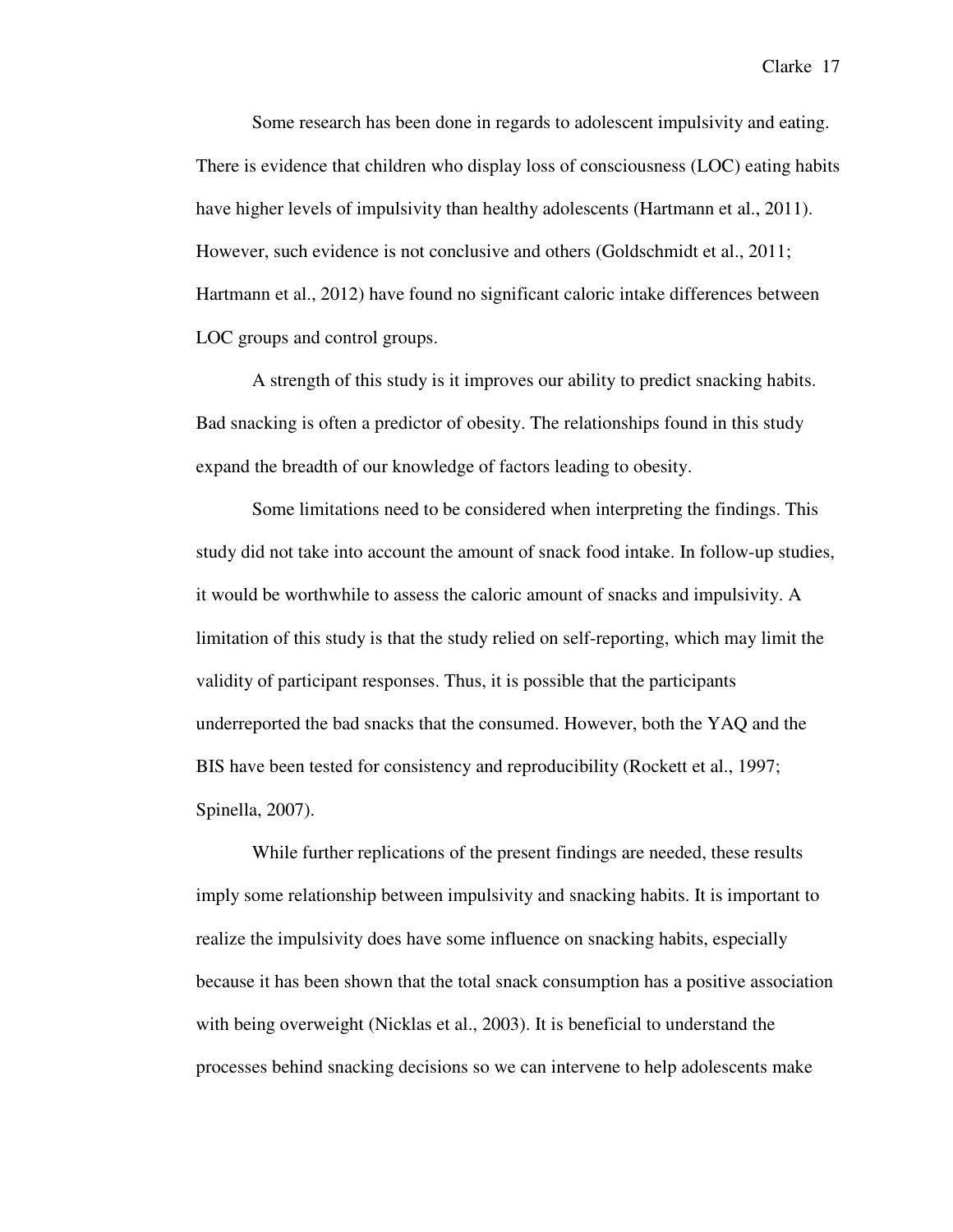Some research has been done in regards to adolescent impulsivity and eating. There is evidence that children who display loss of consciousness (LOC) eating habits have higher levels of impulsivity than healthy adolescents (Hartmann et al., 2011). However, such evidence is not conclusive and others (Goldschmidt et al., 2011; Hartmann et al., 2012) have found no significant caloric intake differences between LOC groups and control groups.

A strength of this study is it improves our ability to predict snacking habits. Bad snacking is often a predictor of obesity. The relationships found in this study expand the breadth of our knowledge of factors leading to obesity.

Some limitations need to be considered when interpreting the findings. This study did not take into account the amount of snack food intake. In follow-up studies, it would be worthwhile to assess the caloric amount of snacks and impulsivity. A limitation of this study is that the study relied on self-reporting, which may limit the validity of participant responses. Thus, it is possible that the participants underreported the bad snacks that the consumed. However, both the YAQ and the BIS have been tested for consistency and reproducibility (Rockett et al., 1997; Spinella, 2007).

While further replications of the present findings are needed, these results imply some relationship between impulsivity and snacking habits. It is important to realize the impulsivity does have some influence on snacking habits, especially because it has been shown that the total snack consumption has a positive association with being overweight (Nicklas et al., 2003). It is beneficial to understand the processes behind snacking decisions so we can intervene to help adolescents make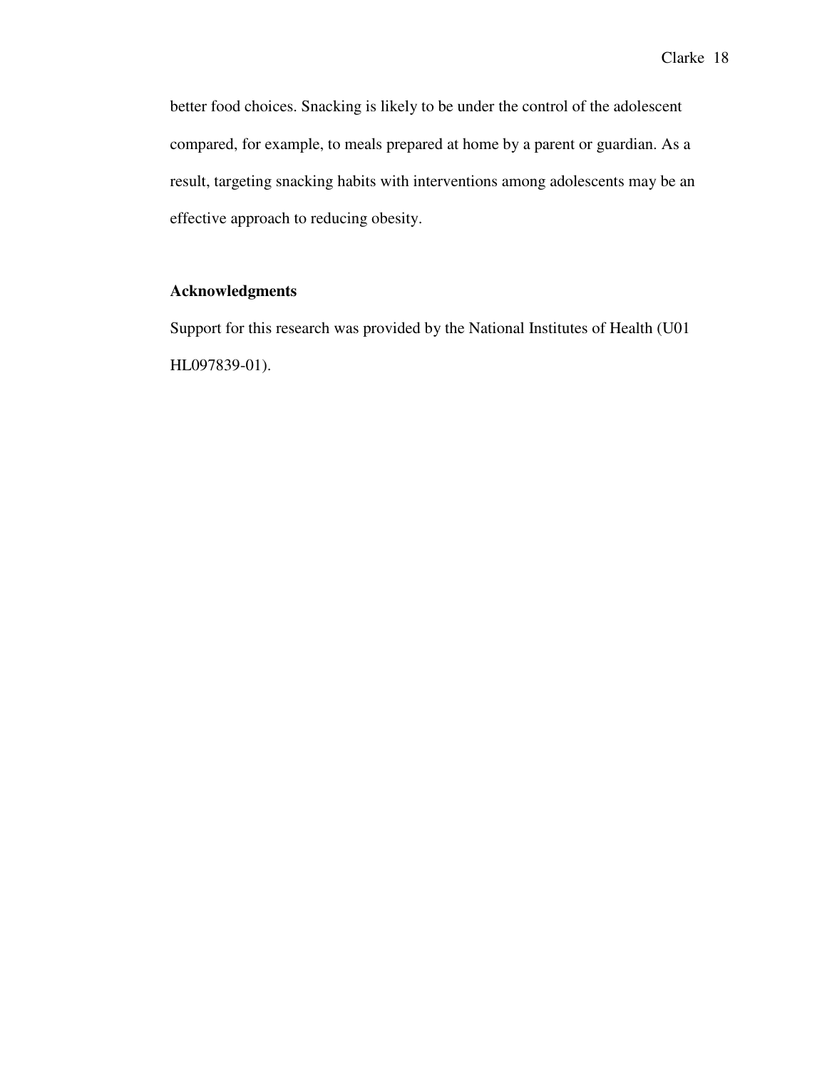better food choices. Snacking is likely to be under the control of the adolescent compared, for example, to meals prepared at home by a parent or guardian. As a result, targeting snacking habits with interventions among adolescents may be an effective approach to reducing obesity.

## Acknowledgments

Support for this research was provided by the National Institutes of Health (U01 HL097839-01).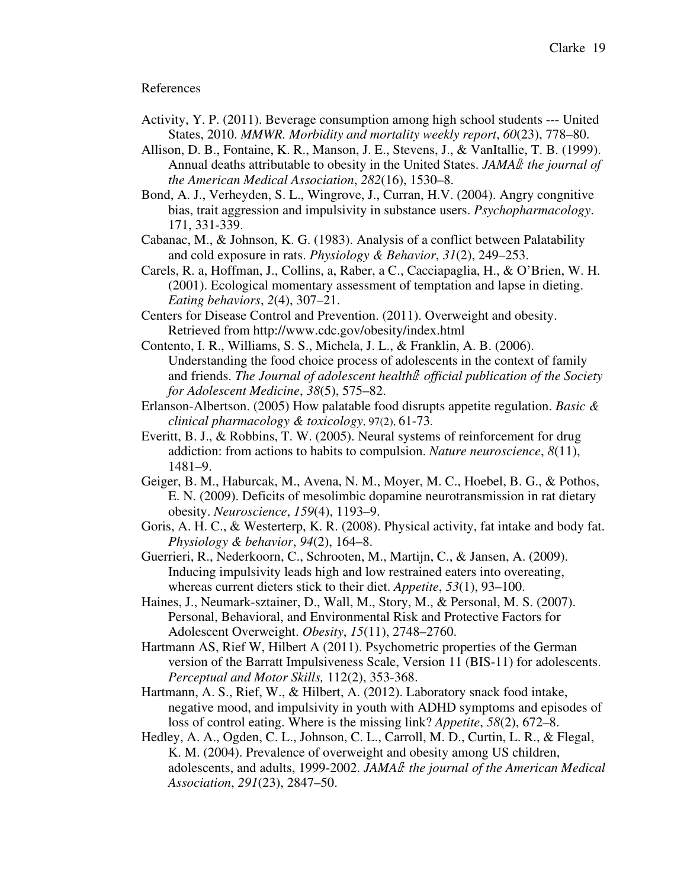References

Activity, Y. P. (2011). Beverage consumption among high school students --- United States, 2010. *MMWR. Morbidity and mortality weekly report*, *60*(23), 778–80.

Allison, D. B., Fontaine, K. R., Manson, J. E., Stevens, J., & VanItallie, T. B. (1999). Annual deaths attributable to obesity in the United States. *JAMA : the journal of the American Medical Association*, *282*(16), 1530–8.

Bond, A. J., Verheyden, S. L., Wingrove, J., Curran, H.V. (2004). Angry congnitive bias, trait aggression and impulsivity in substance users. *Psychopharmacology*. 171, 331-339.

Cabanac, M., & Johnson, K. G. (1983). Analysis of a conflict between Palatability and cold exposure in rats. *Physiology & Behavior*, *31*(2), 249–253.

Carels, R. a, Hoffman, J., Collins, a, Raber, a C., Cacciapaglia, H., & O'Brien, W. H. (2001). Ecological momentary assessment of temptation and lapse in dieting. *Eating behaviors*, *2*(4), 307–21.

Centers for Disease Control and Prevention. (2011). Overweight and obesity. Retrieved from http://www.cdc.gov/obesity/index.html

Contento, I. R., Williams, S. S., Michela, J. L., & Franklin, A. B. (2006). Understanding the food choice process of adolescents in the context of family and friends. *The Journal of adolescent health : official publication of the Society for Adolescent Medicine*, *38*(5), 575–82.

Erlanson-Albertson. (2005) How palatable food disrupts appetite regulation. *Basic & clinical pharmacology & toxicology*, 97(2), 61-73.

Everitt, B. J., & Robbins, T. W. (2005). Neural systems of reinforcement for drug addiction: from actions to habits to compulsion. *Nature neuroscience*, *8*(11), 1481–9.

Geiger, B. M., Haburcak, M., Avena, N. M., Moyer, M. C., Hoebel, B. G., & Pothos, E. N. (2009). Deficits of mesolimbic dopamine neurotransmission in rat dietary obesity. *Neuroscience*, *159*(4), 1193–9.

Goris, A. H. C., & Westerterp, K. R. (2008). Physical activity, fat intake and body fat. *Physiology & behavior*, *94*(2), 164–8.

Guerrieri, R., Nederkoorn, C., Schrooten, M., Martijn, C., & Jansen, A. (2009). Inducing impulsivity leads high and low restrained eaters into overeating, whereas current dieters stick to their diet. *Appetite*, *53*(1), 93–100.

Haines, J., Neumark-sztainer, D., Wall, M., Story, M., & Personal, M. S. (2007). Personal, Behavioral, and Environmental Risk and Protective Factors for Adolescent Overweight. *Obesity*, *15*(11), 2748–2760.

Hartmann AS, Rief W, Hilbert A (2011). Psychometric properties of the German version of the Barratt Impulsiveness Scale, Version 11 (BIS-11) for adolescents. *Perceptual and Motor Skills,* 112(2), 353-368.

Hartmann, A. S., Rief, W., & Hilbert, A. (2012). Laboratory snack food intake, negative mood, and impulsivity in youth with ADHD symptoms and episodes of loss of control eating. Where is the missing link? *Appetite*, *58*(2), 672–8.

Hedley, A. A., Ogden, C. L., Johnson, C. L., Carroll, M. D., Curtin, L. R., & Flegal, K. M. (2004). Prevalence of overweight and obesity among US children, adolescents, and adults, 1999-2002. *JAMA : the journal of the American Medical Association*, *291*(23), 2847–50.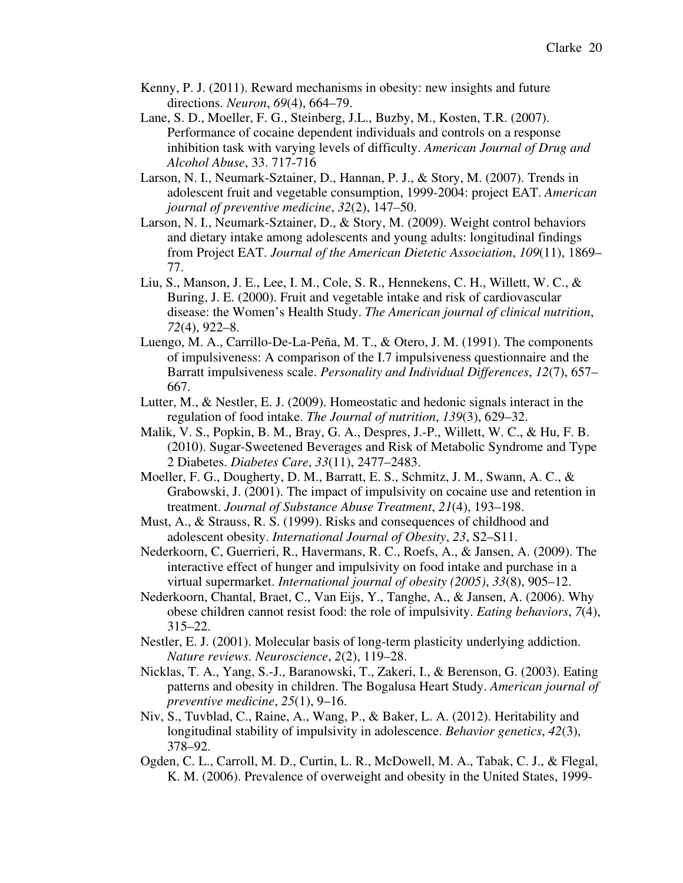Kenny, P. J. (2011). Reward mechanisms in obesity: new insights and future directions. *Neuron*, *69*(4), 664–79.

Lane, S. D., Moeller, F. G., Steinberg, J.L., Buzby, M., Kosten, T.R. (2007). Performance of cocaine dependent individuals and controls on a response inhibition task with varying levels of difficulty. *American Journal of Drug and Alcohol Abuse*, 33. 717-716

Larson, N. I., Neumark-Sztainer, D., Hannan, P. J., & Story, M. (2007). Trends in adolescent fruit and vegetable consumption, 1999-2004: project EAT. *American journal of preventive medicine*, *32*(2), 147–50.

Larson, N. I., Neumark-Sztainer, D., & Story, M. (2009). Weight control behaviors and dietary intake among adolescents and young adults: longitudinal findings from Project EAT. *Journal of the American Dietetic Association*, *109*(11), 1869–77.

Liu, S., Manson, J. E., Lee, I. M., Cole, S. R., Hennekens, C. H., Willett, W. C., & Buring, J. E. (2000). Fruit and vegetable intake and risk of cardiovascular disease: the Women's Health Study. *The American journal of clinical nutrition*, *72*(4), 922–8.

Luengo, M. A., Carrillo-De-La-Peña, M. T., & Otero, J. M. (1991). The components of impulsiveness: A comparison of the I.7 impulsiveness questionnaire and the Barratt impulsiveness scale. *Personality and Individual Differences*, *12*(7), 657–667.

Lutter, M., & Nestler, E. J. (2009). Homeostatic and hedonic signals interact in the regulation of food intake. *The Journal of nutrition*, *139*(3), 629–32.

Malik, V. S., Popkin, B. M., Bray, G. A., Despres, J.-P., Willett, W. C., & Hu, F. B. (2010). Sugar-Sweetened Beverages and Risk of Metabolic Syndrome and Type 2 Diabetes. *Diabetes Care*, *33*(11), 2477–2483.

Moeller, F. G., Dougherty, D. M., Barratt, E. S., Schmitz, J. M., Swann, A. C., & Grabowski, J. (2001). The impact of impulsivity on cocaine use and retention in treatment. *Journal of Substance Abuse Treatment*, *21*(4), 193–198.

Must, A., & Strauss, R. S. (1999). Risks and consequences of childhood and adolescent obesity. *International Journal of Obesity*, *23*, S2–S11.

Nederkoorn, C, Guerrieri, R., Havermans, R. C., Roefs, A., & Jansen, A. (2009). The interactive effect of hunger and impulsivity on food intake and purchase in a virtual supermarket. *International journal of obesity (2005)*, *33*(8), 905–12.

Nederkoorn, Chantal, Braet, C., Van Eijs, Y., Tanghe, A., & Jansen, A. (2006). Why obese children cannot resist food: the role of impulsivity. *Eating behaviors*, *7*(4), 315–22.

Nestler, E. J. (2001). Molecular basis of long-term plasticity underlying addiction. *Nature reviews. Neuroscience*, *2*(2), 119–28.

Nicklas, T. A., Yang, S.-J., Baranowski, T., Zakeri, I., & Berenson, G. (2003). Eating patterns and obesity in children. The Bogalusa Heart Study. *American journal of preventive medicine*, *25*(1), 9–16.

Niv, S., Tuvblad, C., Raine, A., Wang, P., & Baker, L. A. (2012). Heritability and longitudinal stability of impulsivity in adolescence. *Behavior genetics*, *42*(3), 378–92.

Ogden, C. L., Carroll, M. D., Curtin, L. R., McDowell, M. A., Tabak, C. J., & Flegal, K. M. (2006). Prevalence of overweight and obesity in the United States, 1999-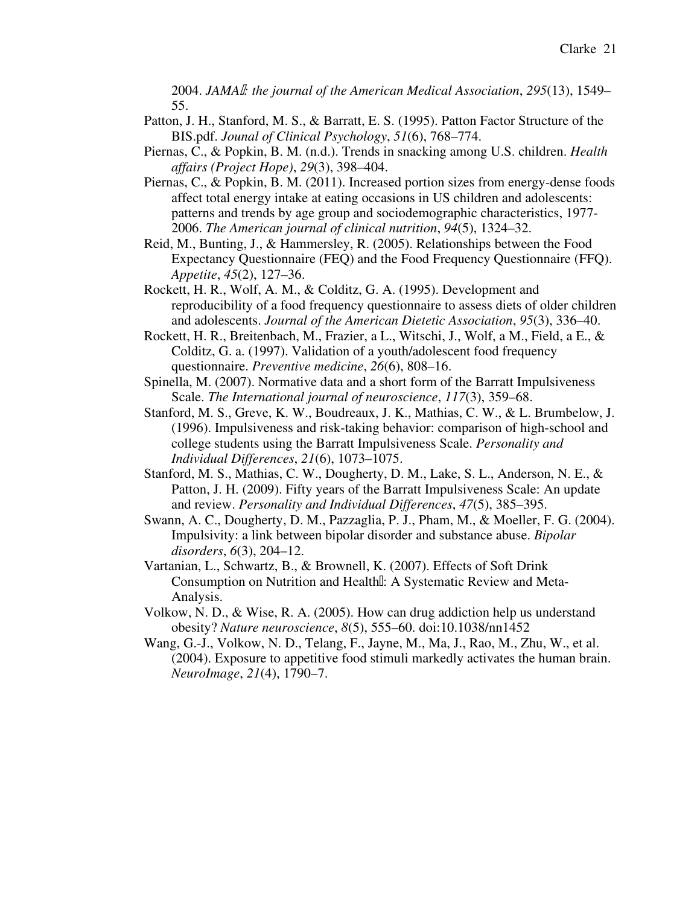2004. *JAMA: the journal of the American Medical Association*, *295*(13), 1549–55.

Patton, J. H., Stanford, M. S., & Barratt, E. S. (1995). Patton Factor Structure of the BIS.pdf. *Jounal of Clinical Psychology*, *51*(6), 768–774.

Piernas, C., & Popkin, B. M. (n.d.). Trends in snacking among U.S. children. *Health affairs (Project Hope)*, *29*(3), 398–404.

Piernas, C., & Popkin, B. M. (2011). Increased portion sizes from energy-dense foods affect total energy intake at eating occasions in US children and adolescents: patterns and trends by age group and sociodemographic characteristics, 1977-2006. *The American journal of clinical nutrition*, *94*(5), 1324–32.

Reid, M., Bunting, J., & Hammersley, R. (2005). Relationships between the Food Expectancy Questionnaire (FEQ) and the Food Frequency Questionnaire (FFQ). *Appetite*, *45*(2), 127–36.

Rockett, H. R., Wolf, A. M., & Colditz, G. A. (1995). Development and reproducibility of a food frequency questionnaire to assess diets of older children and adolescents. *Journal of the American Dietetic Association*, *95*(3), 336–40.

Rockett, H. R., Breitenbach, M., Frazier, a L., Witschi, J., Wolf, a M., Field, a E., & Colditz, G. a. (1997). Validation of a youth/adolescent food frequency questionnaire. *Preventive medicine*, *26*(6), 808–16.

Spinella, M. (2007). Normative data and a short form of the Barratt Impulsiveness Scale. *The International journal of neuroscience*, *117*(3), 359–68.

Stanford, M. S., Greve, K. W., Boudreaux, J. K., Mathias, C. W., & L. Brumbelow, J. (1996). Impulsiveness and risk-taking behavior: comparison of high-school and college students using the Barratt Impulsiveness Scale. *Personality and Individual Differences*, *21*(6), 1073–1075.

Stanford, M. S., Mathias, C. W., Dougherty, D. M., Lake, S. L., Anderson, N. E., & Patton, J. H. (2009). Fifty years of the Barratt Impulsiveness Scale: An update and review. *Personality and Individual Differences*, *47*(5), 385–395.

Swann, A. C., Dougherty, D. M., Pazzaglia, P. J., Pham, M., & Moeller, F. G. (2004). Impulsivity: a link between bipolar disorder and substance abuse. *Bipolar disorders*, *6*(3), 204–12.

Vartanian, L., Schwartz, B., & Brownell, K. (2007). Effects of Soft Drink Consumption on Nutrition and Health: A Systematic Review and Meta-Analysis.

Volkow, N. D., & Wise, R. A. (2005). How can drug addiction help us understand obesity? *Nature neuroscience*, *8*(5), 555–60. doi:10.1038/nn1452

Wang, G.-J., Volkow, N. D., Telang, F., Jayne, M., Ma, J., Rao, M., Zhu, W., et al. (2004). Exposure to appetitive food stimuli markedly activates the human brain. *NeuroImage*, *21*(4), 1790–7.